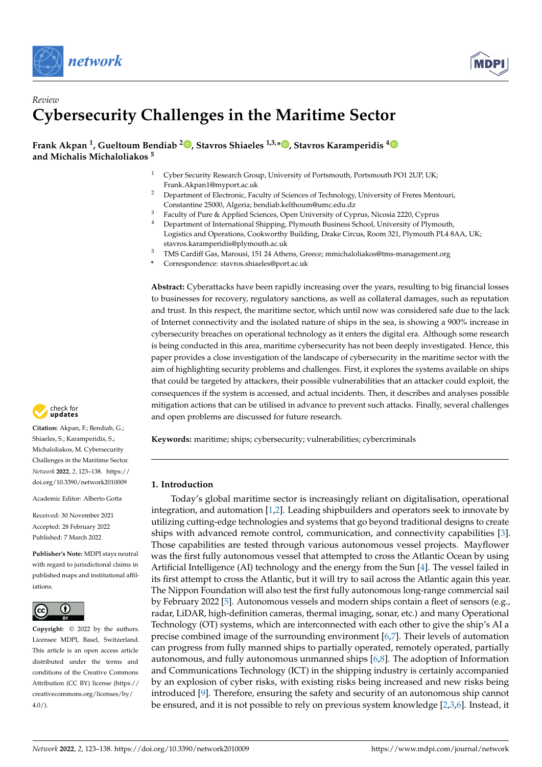Review

# Cybersecurity Challenges in the Maritime Sector

**Frank Akpan [1], Gueltoum Bendiab [2], Stavros Shiaeles [1,3,*], Stavros Karamperidis [4] and Michalis Michaloliakos [5]**

[1] Cyber Security Research Group, University of Portsmouth, Portsmouth PO1 2UP, UK; Frank.Akpan1@myport.ac.uk

[2] Department of Electronic, Faculty of Sciences of Technology, University of Freres Mentouri, Constantine 25000, Algeria; bendiab.kelthoum@umc.edu.dz

[3] Faculty of Pure & Applied Sciences, Open University of Cyprus, Nicosia 2220, Cyprus

[4] Department of International Shipping, Plymouth Business School, University of Plymouth, Logistics and Operations, Cookworthy Building, Drake Circus, Room 321, Plymouth PL4 8AA, UK; stavros.karamperidis@plymouth.ac.uk

[5] TMS Cardiff Gas, Marousi, 151 24 Athens, Greece; mmichaloliakos@tms-management.org

\* Correspondence: stavros.shiaeles@port.ac.uk

**Abstract:** Cyberattacks have been rapidly increasing over the years, resulting to big financial losses to businesses for recovery, regulatory sanctions, as well as collateral damages, such as reputation and trust. In this respect, the maritime sector, which until now was considered safe due to the lack of Internet connectivity and the isolated nature of ships in the sea, is showing a 900% increase in cybersecurity breaches on operational technology as it enters the digital era. Although some research is being conducted in this area, maritime cybersecurity has not been deeply investigated. Hence, this paper provides a close investigation of the landscape of cybersecurity in the maritime sector with the aim of highlighting security problems and challenges. First, it explores the systems available on ships that could be targeted by attackers, their possible vulnerabilities that an attacker could exploit, the consequences if the system is accessed, and actual incidents. Then, it describes and analyses possible mitigation actions that can be utilised in advance to prevent such attacks. Finally, several challenges and open problems are discussed for future research.

**Keywords:** maritime; ships; cybersecurity; vulnerabilities; cybercriminals

**Citation:** Akpan, F.; Bendiab, G.; Shiaeles, S.; Karamperidis, S.; Michaloliakos, M. Cybersecurity Challenges in the Maritime Sector. *Network* **2022**, *2*, 123–138. https://doi.org/10.3390/network2010009

Academic Editor: Alberto Gotta

Received: 30 November 2021
Accepted: 28 February 2022
Published: 7 March 2022

**Publisher's Note:** MDPI stays neutral with regard to jurisdictional claims in published maps and institutional affiliations.

**Copyright:** © 2022 by the authors. Licensee MDPI, Basel, Switzerland. This article is an open access article distributed under the terms and conditions of the Creative Commons Attribution (CC BY) license (https://creativecommons.org/licenses/by/4.0/).

## 1. Introduction

Today's global maritime sector is increasingly reliant on digitalisation, operational integration, and automation [1,2]. Leading shipbuilders and operators seek to innovate by utilizing cutting-edge technologies and systems that go beyond traditional designs to create ships with advanced remote control, communication, and connectivity capabilities [3]. Those capabilities are tested through various autonomous vessel projects. Mayflower was the first fully autonomous vessel that attempted to cross the Atlantic Ocean by using Artificial Intelligence (AI) technology and the energy from the Sun [4]. The vessel failed in its first attempt to cross the Atlantic, but it will try to sail across the Atlantic again this year. The Nippon Foundation will also test the first fully autonomous long-range commercial sail by February 2022 [5]. Autonomous vessels and modern ships contain a fleet of sensors (e.g., radar, LiDAR, high-definition cameras, thermal imaging, sonar, etc.) and many Operational Technology (OT) systems, which are interconnected with each other to give the ship's AI a precise combined image of the surrounding environment [6,7]. Their levels of automation can progress from fully manned ships to partially operated, remotely operated, partially autonomous, and fully autonomous unmanned ships [6,8]. The adoption of Information and Communications Technology (ICT) in the shipping industry is certainly accompanied by an explosion of cyber risks, with existing risks being increased and new risks being introduced [9]. Therefore, ensuring the safety and security of an autonomous ship cannot be ensured, and it is not possible to rely on previous system knowledge [2,3,6]. Instead, it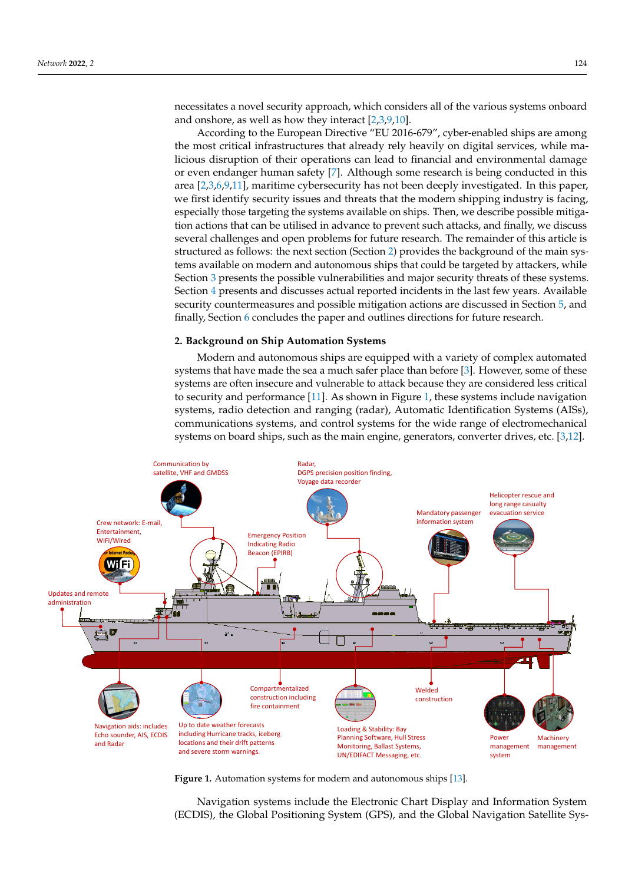necessitates a novel security approach, which considers all of the various systems onboard and onshore, as well as how they interact [2,3,9,10].

According to the European Directive "EU 2016-679", cyber-enabled ships are among the most critical infrastructures that already rely heavily on digital services, while malicious disruption of their operations can lead to financial and environmental damage or even endanger human safety [7]. Although some research is being conducted in this area [2,3,6,9,11], maritime cybersecurity has not been deeply investigated. In this paper, we first identify security issues and threats that the modern shipping industry is facing, especially those targeting the systems available on ships. Then, we describe possible mitigation actions that can be utilised in advance to prevent such attacks, and finally, we discuss several challenges and open problems for future research. The remainder of this article is structured as follows: the next section (Section 2) provides the background of the main systems available on modern and autonomous ships that could be targeted by attackers, while Section 3 presents the possible vulnerabilities and major security threats of these systems. Section 4 presents and discusses actual reported incidents in the last few years. Available security countermeasures and possible mitigation actions are discussed in Section 5, and finally, Section 6 concludes the paper and outlines directions for future research.

## 2. Background on Ship Automation Systems

Modern and autonomous ships are equipped with a variety of complex automated systems that have made the sea a much safer place than before [3]. However, some of these systems are often insecure and vulnerable to attack because they are considered less critical to security and performance [11]. As shown in Figure 1, these systems include navigation systems, radio detection and ranging (radar), Automatic Identification Systems (AISs), communications systems, and control systems for the wide range of electromechanical systems on board ships, such as the main engine, generators, converter drives, etc. [3,12].

**Figure 1.** Automation systems for modern and autonomous ships [13].

Navigation systems include the Electronic Chart Display and Information System (ECDIS), the Global Positioning System (GPS), and the Global Navigation Satellite Sys-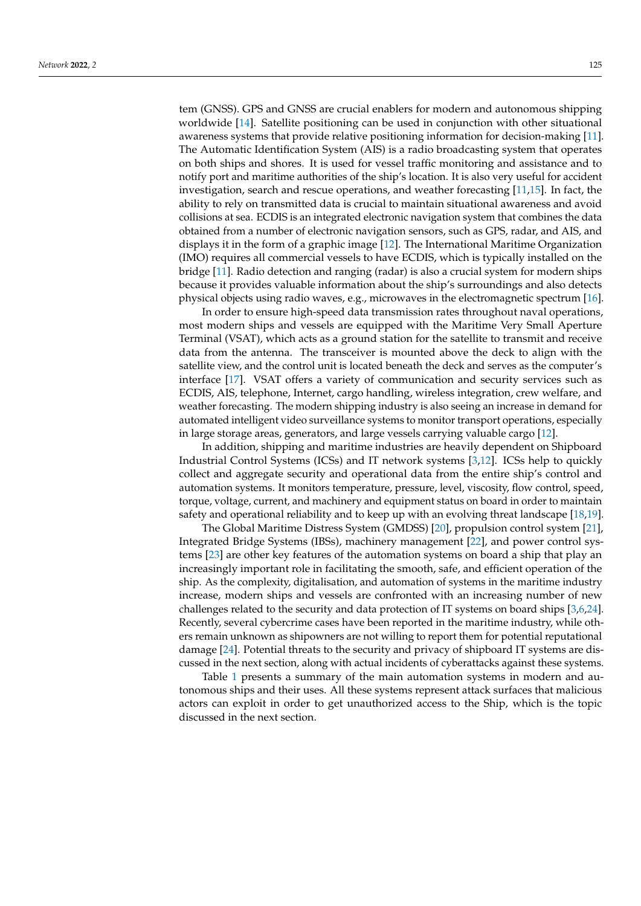tem (GNSS). GPS and GNSS are crucial enablers for modern and autonomous shipping worldwide [14]. Satellite positioning can be used in conjunction with other situational awareness systems that provide relative positioning information for decision-making [11]. The Automatic Identification System (AIS) is a radio broadcasting system that operates on both ships and shores. It is used for vessel traffic monitoring and assistance and to notify port and maritime authorities of the ship's location. It is also very useful for accident investigation, search and rescue operations, and weather forecasting [11,15]. In fact, the ability to rely on transmitted data is crucial to maintain situational awareness and avoid collisions at sea. ECDIS is an integrated electronic navigation system that combines the data obtained from a number of electronic navigation sensors, such as GPS, radar, and AIS, and displays it in the form of a graphic image [12]. The International Maritime Organization (IMO) requires all commercial vessels to have ECDIS, which is typically installed on the bridge [11]. Radio detection and ranging (radar) is also a crucial system for modern ships because it provides valuable information about the ship's surroundings and also detects physical objects using radio waves, e.g., microwaves in the electromagnetic spectrum [16].

In order to ensure high-speed data transmission rates throughout naval operations, most modern ships and vessels are equipped with the Maritime Very Small Aperture Terminal (VSAT), which acts as a ground station for the satellite to transmit and receive data from the antenna. The transceiver is mounted above the deck to align with the satellite view, and the control unit is located beneath the deck and serves as the computer's interface [17]. VSAT offers a variety of communication and security services such as ECDIS, AIS, telephone, Internet, cargo handling, wireless integration, crew welfare, and weather forecasting. The modern shipping industry is also seeing an increase in demand for automated intelligent video surveillance systems to monitor transport operations, especially in large storage areas, generators, and large vessels carrying valuable cargo [12].

In addition, shipping and maritime industries are heavily dependent on Shipboard Industrial Control Systems (ICSs) and IT network systems [3,12]. ICSs help to quickly collect and aggregate security and operational data from the entire ship's control and automation systems. It monitors temperature, pressure, level, viscosity, flow control, speed, torque, voltage, current, and machinery and equipment status on board in order to maintain safety and operational reliability and to keep up with an evolving threat landscape [18,19].

The Global Maritime Distress System (GMDSS) [20], propulsion control system [21], Integrated Bridge Systems (IBSs), machinery management [22], and power control systems [23] are other key features of the automation systems on board a ship that play an increasingly important role in facilitating the smooth, safe, and efficient operation of the ship. As the complexity, digitalisation, and automation of systems in the maritime industry increase, modern ships and vessels are confronted with an increasing number of new challenges related to the security and data protection of IT systems on board ships [3,6,24]. Recently, several cybercrime cases have been reported in the maritime industry, while others remain unknown as shipowners are not willing to report them for potential reputational damage [24]. Potential threats to the security and privacy of shipboard IT systems are discussed in the next section, along with actual incidents of cyberattacks against these systems.

Table 1 presents a summary of the main automation systems in modern and autonomous ships and their uses. All these systems represent attack surfaces that malicious actors can exploit in order to get unauthorized access to the Ship, which is the topic discussed in the next section.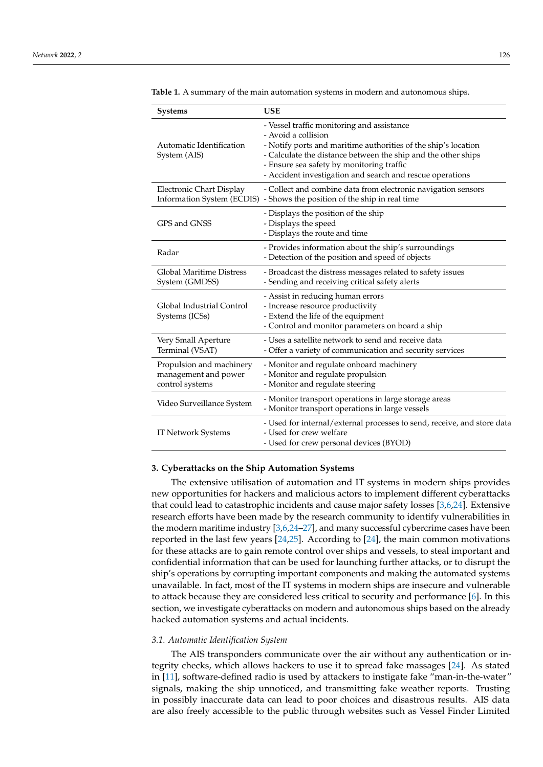**Table 1.** A summary of the main automation systems in modern and autonomous ships.

| Systems | USE |
|---|---|
| Automatic Identification System (AIS) | - Vessel traffic monitoring and assistance<br>- Avoid a collision<br>- Notify ports and maritime authorities of the ship's location<br>- Calculate the distance between the ship and the other ships<br>- Ensure sea safety by monitoring traffic<br>- Accident investigation and search and rescue operations |
| Electronic Chart Display Information System (ECDIS) | - Collect and combine data from electronic navigation sensors<br>- Shows the position of the ship in real time |
| GPS and GNSS | - Displays the position of the ship<br>- Displays the speed<br>- Displays the route and time |
| Radar | - Provides information about the ship's surroundings<br>- Detection of the position and speed of objects |
| Global Maritime Distress System (GMDSS) | - Broadcast the distress messages related to safety issues<br>- Sending and receiving critical safety alerts |
| Global Industrial Control Systems (ICSs) | - Assist in reducing human errors<br>- Increase resource productivity<br>- Extend the life of the equipment<br>- Control and monitor parameters on board a ship |
| Very Small Aperture Terminal (VSAT) | - Uses a satellite network to send and receive data<br>- Offer a variety of communication and security services |
| Propulsion and machinery management and power control systems | - Monitor and regulate onboard machinery<br>- Monitor and regulate propulsion<br>- Monitor and regulate steering |
| Video Surveillance System | - Monitor transport operations in large storage areas<br>- Monitor transport operations in large vessels |
| IT Network Systems | - Used for internal/external processes to send, receive, and store data<br>- Used for crew welfare<br>- Used for crew personal devices (BYOD) |

## 3. Cyberattacks on the Ship Automation Systems

The extensive utilisation of automation and IT systems in modern ships provides new opportunities for hackers and malicious actors to implement different cyberattacks that could lead to catastrophic incidents and cause major safety losses [3,6,24]. Extensive research efforts have been made by the research community to identify vulnerabilities in the modern maritime industry [3,6,24–27], and many successful cybercrime cases have been reported in the last few years [24,25]. According to [24], the main common motivations for these attacks are to gain remote control over ships and vessels, to steal important and confidential information that can be used for launching further attacks, or to disrupt the ship's operations by corrupting important components and making the automated systems unavailable. In fact, most of the IT systems in modern ships are insecure and vulnerable to attack because they are considered less critical to security and performance [6]. In this section, we investigate cyberattacks on modern and autonomous ships based on the already hacked automation systems and actual incidents.

### *3.1. Automatic Identification System*

The AIS transponders communicate over the air without any authentication or integrity checks, which allows hackers to use it to spread fake massages [24]. As stated in [11], software-defined radio is used by attackers to instigate fake "man-in-the-water" signals, making the ship unnoticed, and transmitting fake weather reports. Trusting in possibly inaccurate data can lead to poor choices and disastrous results. AIS data are also freely accessible to the public through websites such as Vessel Finder Limited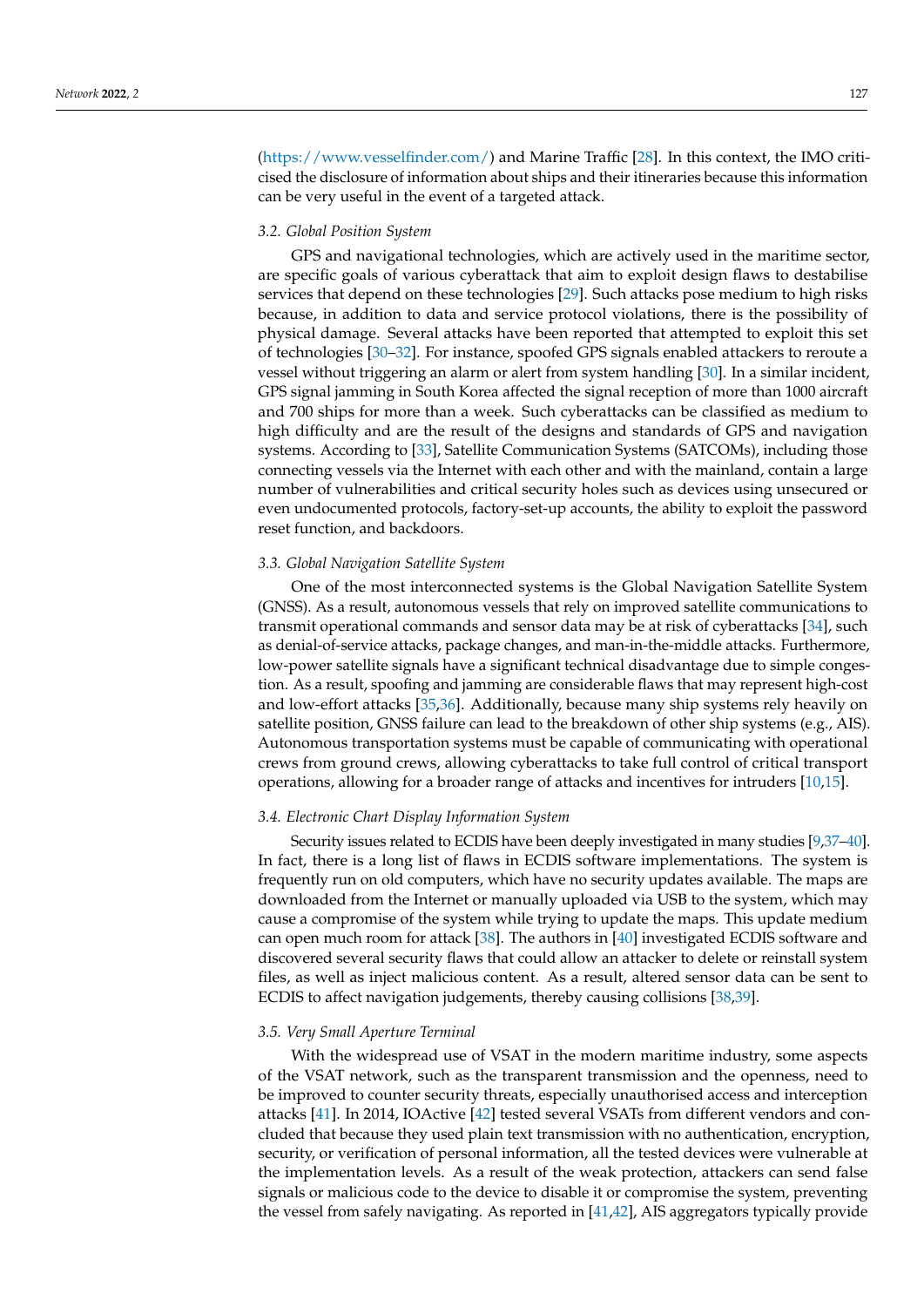(https://www.vesselfinder.com/) and Marine Traffic [28]. In this context, the IMO criticised the disclosure of information about ships and their itineraries because this information can be very useful in the event of a targeted attack.

### *3.2. Global Position System*

GPS and navigational technologies, which are actively used in the maritime sector, are specific goals of various cyberattack that aim to exploit design flaws to destabilise services that depend on these technologies [29]. Such attacks pose medium to high risks because, in addition to data and service protocol violations, there is the possibility of physical damage. Several attacks have been reported that attempted to exploit this set of technologies [30–32]. For instance, spoofed GPS signals enabled attackers to reroute a vessel without triggering an alarm or alert from system handling [30]. In a similar incident, GPS signal jamming in South Korea affected the signal reception of more than 1000 aircraft and 700 ships for more than a week. Such cyberattacks can be classified as medium to high difficulty and are the result of the designs and standards of GPS and navigation systems. According to [33], Satellite Communication Systems (SATCOMs), including those connecting vessels via the Internet with each other and with the mainland, contain a large number of vulnerabilities and critical security holes such as devices using unsecured or even undocumented protocols, factory-set-up accounts, the ability to exploit the password reset function, and backdoors.

### *3.3. Global Navigation Satellite System*

One of the most interconnected systems is the Global Navigation Satellite System (GNSS). As a result, autonomous vessels that rely on improved satellite communications to transmit operational commands and sensor data may be at risk of cyberattacks [34], such as denial-of-service attacks, package changes, and man-in-the-middle attacks. Furthermore, low-power satellite signals have a significant technical disadvantage due to simple congestion. As a result, spoofing and jamming are considerable flaws that may represent high-cost and low-effort attacks [35,36]. Additionally, because many ship systems rely heavily on satellite position, GNSS failure can lead to the breakdown of other ship systems (e.g., AIS). Autonomous transportation systems must be capable of communicating with operational crews from ground crews, allowing cyberattacks to take full control of critical transport operations, allowing for a broader range of attacks and incentives for intruders [10,15].

### *3.4. Electronic Chart Display Information System*

Security issues related to ECDIS have been deeply investigated in many studies [9,37–40]. In fact, there is a long list of flaws in ECDIS software implementations. The system is frequently run on old computers, which have no security updates available. The maps are downloaded from the Internet or manually uploaded via USB to the system, which may cause a compromise of the system while trying to update the maps. This update medium can open much room for attack [38]. The authors in [40] investigated ECDIS software and discovered several security flaws that could allow an attacker to delete or reinstall system files, as well as inject malicious content. As a result, altered sensor data can be sent to ECDIS to affect navigation judgements, thereby causing collisions [38,39].

### *3.5. Very Small Aperture Terminal*

With the widespread use of VSAT in the modern maritime industry, some aspects of the VSAT network, such as the transparent transmission and the openness, need to be improved to counter security threats, especially unauthorised access and interception attacks [41]. In 2014, IOActive [42] tested several VSATs from different vendors and concluded that because they used plain text transmission with no authentication, encryption, security, or verification of personal information, all the tested devices were vulnerable at the implementation levels. As a result of the weak protection, attackers can send false signals or malicious code to the device to disable it or compromise the system, preventing the vessel from safely navigating. As reported in [41,42], AIS aggregators typically provide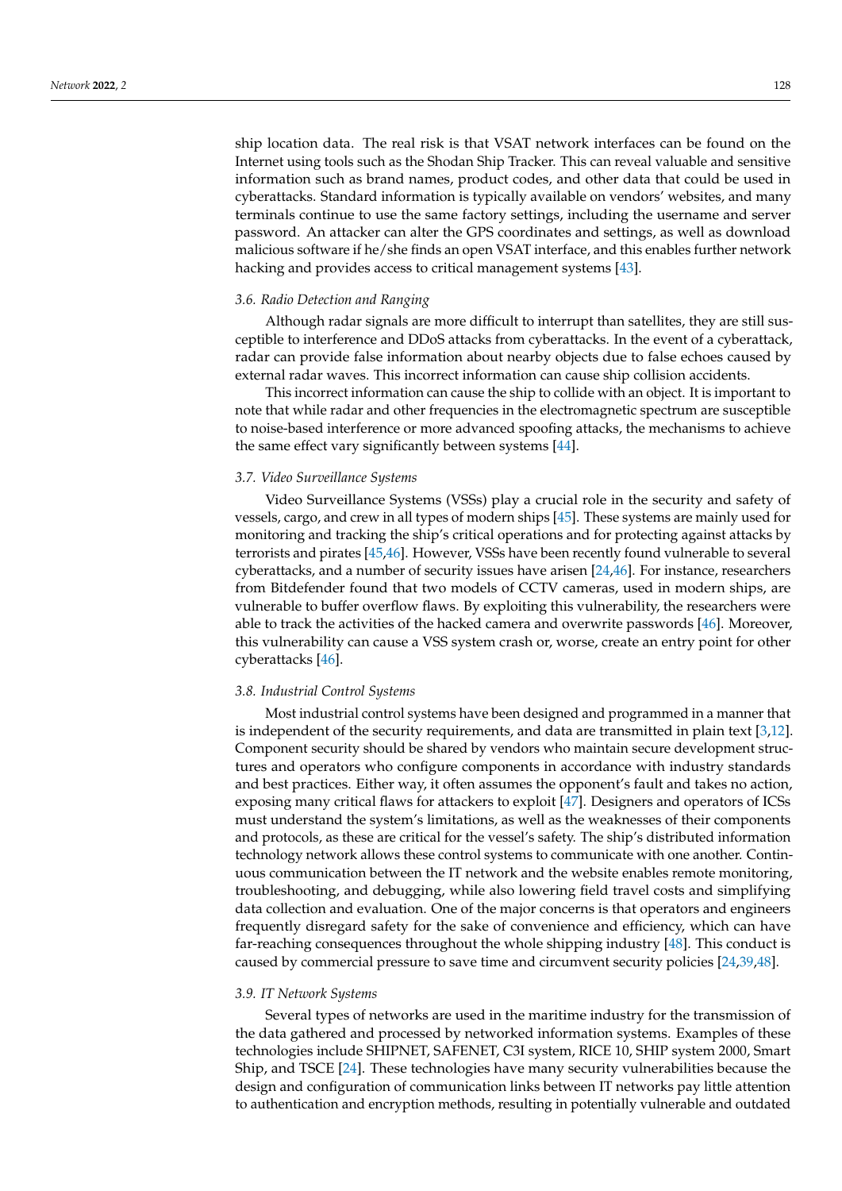ship location data. The real risk is that VSAT network interfaces can be found on the Internet using tools such as the Shodan Ship Tracker. This can reveal valuable and sensitive information such as brand names, product codes, and other data that could be used in cyberattacks. Standard information is typically available on vendors' websites, and many terminals continue to use the same factory settings, including the username and server password. An attacker can alter the GPS coordinates and settings, as well as download malicious software if he/she finds an open VSAT interface, and this enables further network hacking and provides access to critical management systems [43].

### 3.6. Radio Detection and Ranging

Although radar signals are more difficult to interrupt than satellites, they are still susceptible to interference and DDoS attacks from cyberattacks. In the event of a cyberattack, radar can provide false information about nearby objects due to false echoes caused by external radar waves. This incorrect information can cause ship collision accidents.

This incorrect information can cause the ship to collide with an object. It is important to note that while radar and other frequencies in the electromagnetic spectrum are susceptible to noise-based interference or more advanced spoofing attacks, the mechanisms to achieve the same effect vary significantly between systems [44].

### 3.7. Video Surveillance Systems

Video Surveillance Systems (VSSs) play a crucial role in the security and safety of vessels, cargo, and crew in all types of modern ships [45]. These systems are mainly used for monitoring and tracking the ship's critical operations and for protecting against attacks by terrorists and pirates [45,46]. However, VSSs have been recently found vulnerable to several cyberattacks, and a number of security issues have arisen [24,46]. For instance, researchers from Bitdefender found that two models of CCTV cameras, used in modern ships, are vulnerable to buffer overflow flaws. By exploiting this vulnerability, the researchers were able to track the activities of the hacked camera and overwrite passwords [46]. Moreover, this vulnerability can cause a VSS system crash or, worse, create an entry point for other cyberattacks [46].

### 3.8. Industrial Control Systems

Most industrial control systems have been designed and programmed in a manner that is independent of the security requirements, and data are transmitted in plain text [3,12]. Component security should be shared by vendors who maintain secure development structures and operators who configure components in accordance with industry standards and best practices. Either way, it often assumes the opponent's fault and takes no action, exposing many critical flaws for attackers to exploit [47]. Designers and operators of ICSs must understand the system's limitations, as well as the weaknesses of their components and protocols, as these are critical for the vessel's safety. The ship's distributed information technology network allows these control systems to communicate with one another. Continuous communication between the IT network and the website enables remote monitoring, troubleshooting, and debugging, while also lowering field travel costs and simplifying data collection and evaluation. One of the major concerns is that operators and engineers frequently disregard safety for the sake of convenience and efficiency, which can have far-reaching consequences throughout the whole shipping industry [48]. This conduct is caused by commercial pressure to save time and circumvent security policies [24,39,48].

### 3.9. IT Network Systems

Several types of networks are used in the maritime industry for the transmission of the data gathered and processed by networked information systems. Examples of these technologies include SHIPNET, SAFENET, C3I system, RICE 10, SHIP system 2000, Smart Ship, and TSCE [24]. These technologies have many security vulnerabilities because the design and configuration of communication links between IT networks pay little attention to authentication and encryption methods, resulting in potentially vulnerable and outdated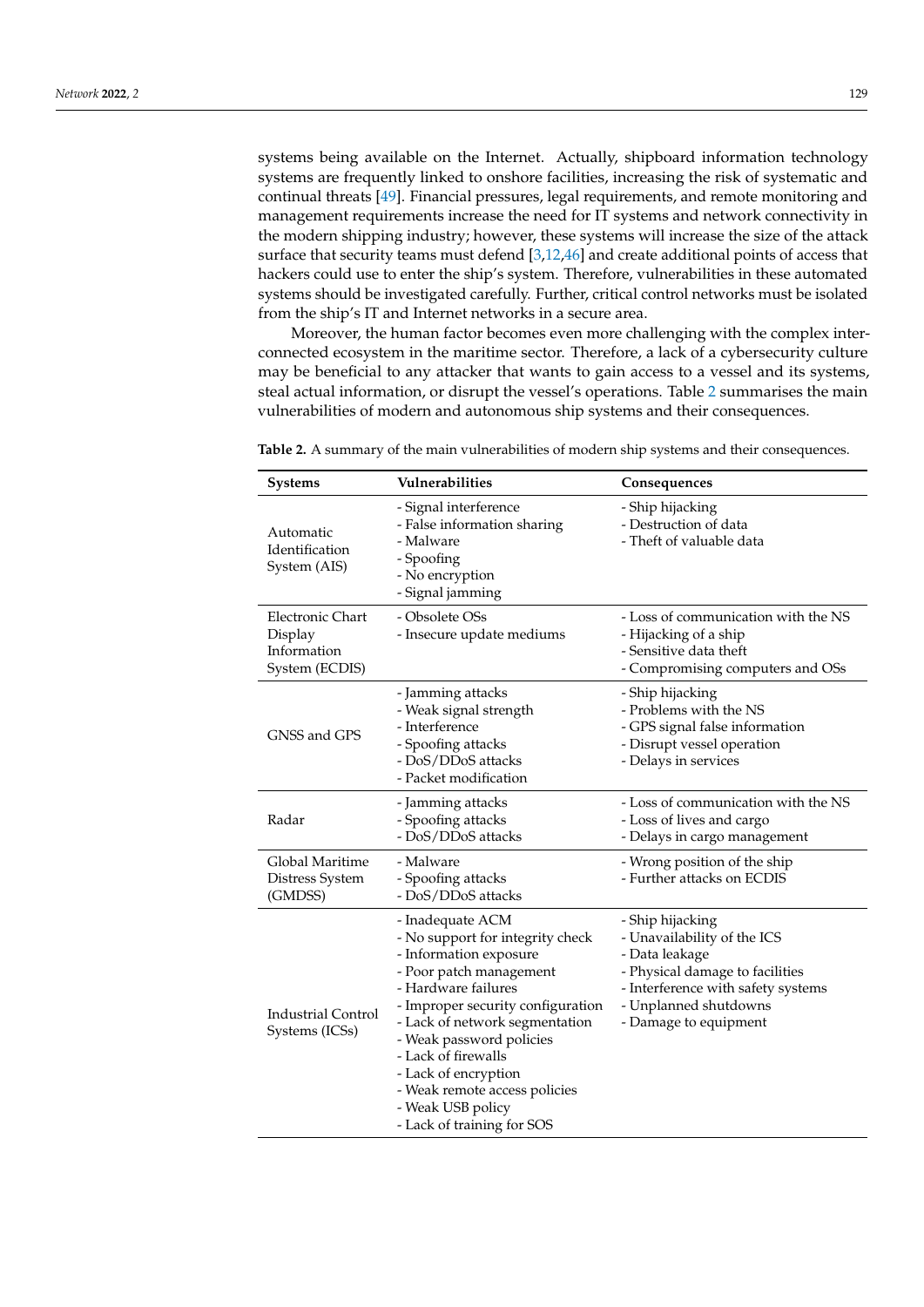systems being available on the Internet. Actually, shipboard information technology systems are frequently linked to onshore facilities, increasing the risk of systematic and continual threats [49]. Financial pressures, legal requirements, and remote monitoring and management requirements increase the need for IT systems and network connectivity in the modern shipping industry; however, these systems will increase the size of the attack surface that security teams must defend [3,12,46] and create additional points of access that hackers could use to enter the ship's system. Therefore, vulnerabilities in these automated systems should be investigated carefully. Further, critical control networks must be isolated from the ship's IT and Internet networks in a secure area.

Moreover, the human factor becomes even more challenging with the complex interconnected ecosystem in the maritime sector. Therefore, a lack of a cybersecurity culture may be beneficial to any attacker that wants to gain access to a vessel and its systems, steal actual information, or disrupt the vessel's operations. Table 2 summarises the main vulnerabilities of modern and autonomous ship systems and their consequences.

**Table 2.** A summary of the main vulnerabilities of modern ship systems and their consequences.

| Systems | Vulnerabilities | Consequences |
|---|---|---|
| Automatic Identification System (AIS) | - Signal interference<br>- False information sharing<br>- Malware<br>- Spoofing<br>- No encryption<br>- Signal jamming | - Ship hijacking<br>- Destruction of data<br>- Theft of valuable data |
| Electronic Chart Display Information System (ECDIS) | - Obsolete OSs<br>- Insecure update mediums | - Loss of communication with the NS<br>- Hijacking of a ship<br>- Sensitive data theft<br>- Compromising computers and OSs |
| GNSS and GPS | - Jamming attacks<br>- Weak signal strength<br>- Interference<br>- Spoofing attacks<br>- DoS/DDoS attacks<br>- Packet modification | - Ship hijacking<br>- Problems with the NS<br>- GPS signal false information<br>- Disrupt vessel operation<br>- Delays in services |
| Radar | - Jamming attacks<br>- Spoofing attacks<br>- DoS/DDoS attacks | - Loss of communication with the NS<br>- Loss of lives and cargo<br>- Delays in cargo management |
| Global Maritime Distress System (GMDSS) | - Malware<br>- Spoofing attacks<br>- DoS/DDoS attacks | - Wrong position of the ship<br>- Further attacks on ECDIS |
| Industrial Control Systems (ICSs) | - Inadequate ACM<br>- No support for integrity check<br>- Information exposure<br>- Poor patch management<br>- Hardware failures<br>- Improper security configuration<br>- Lack of network segmentation<br>- Weak password policies<br>- Lack of firewalls<br>- Lack of encryption<br>- Weak remote access policies<br>- Weak USB policy<br>- Lack of training for SOS | - Ship hijacking<br>- Unavailability of the ICS<br>- Data leakage<br>- Physical damage to facilities<br>- Interference with safety systems<br>- Unplanned shutdowns<br>- Damage to equipment |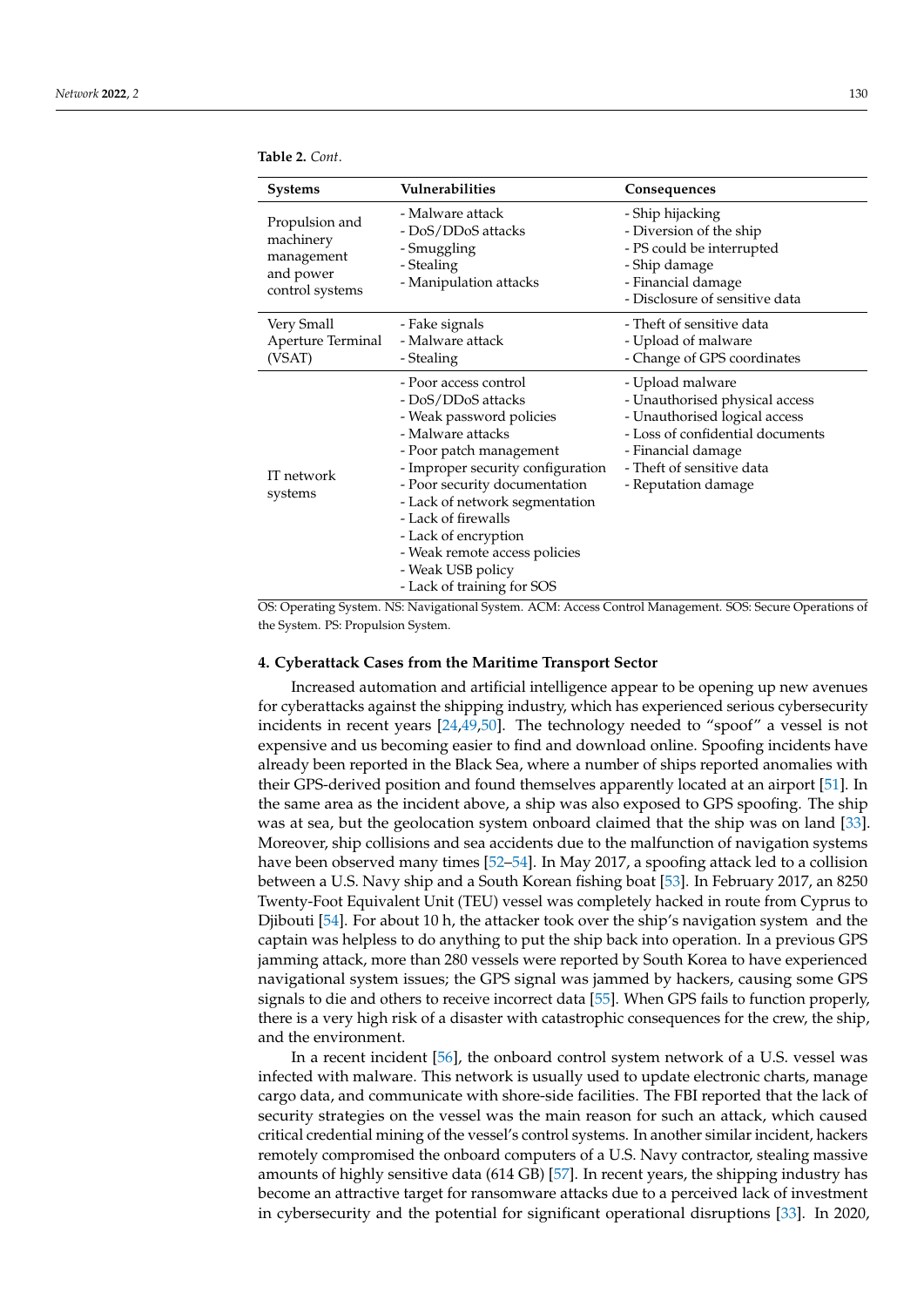**Table 2.** *Cont.*

| Systems | Vulnerabilities | Consequences |
|---|---|---|
| Propulsion and machinery management and power control systems | - Malware attack<br>- DoS/DDoS attacks<br>- Smuggling<br>- Stealing<br>- Manipulation attacks | - Ship hijacking<br>- Diversion of the ship<br>- PS could be interrupted<br>- Ship damage<br>- Financial damage<br>- Disclosure of sensitive data |
| Very Small Aperture Terminal (VSAT) | - Fake signals<br>- Malware attack<br>- Stealing | - Theft of sensitive data<br>- Upload of malware<br>- Change of GPS coordinates |
| IT network systems | - Poor access control<br>- DoS/DDoS attacks<br>- Weak password policies<br>- Malware attacks<br>- Poor patch management<br>- Improper security configuration<br>- Poor security documentation<br>- Lack of network segmentation<br>- Lack of firewalls<br>- Lack of encryption<br>- Weak remote access policies<br>- Weak USB policy<br>- Lack of training for SOS | - Upload malware<br>- Unauthorised physical access<br>- Unauthorised logical access<br>- Loss of confidential documents<br>- Financial damage<br>- Theft of sensitive data<br>- Reputation damage |

OS: Operating System. NS: Navigational System. ACM: Access Control Management. SOS: Secure Operations of the System. PS: Propulsion System.

## 4. Cyberattack Cases from the Maritime Transport Sector

Increased automation and artificial intelligence appear to be opening up new avenues for cyberattacks against the shipping industry, which has experienced serious cybersecurity incidents in recent years [24,49,50]. The technology needed to "spoof" a vessel is not expensive and us becoming easier to find and download online. Spoofing incidents have already been reported in the Black Sea, where a number of ships reported anomalies with their GPS-derived position and found themselves apparently located at an airport [51]. In the same area as the incident above, a ship was also exposed to GPS spoofing. The ship was at sea, but the geolocation system onboard claimed that the ship was on land [33]. Moreover, ship collisions and sea accidents due to the malfunction of navigation systems have been observed many times [52–54]. In May 2017, a spoofing attack led to a collision between a U.S. Navy ship and a South Korean fishing boat [53]. In February 2017, an 8250 Twenty-Foot Equivalent Unit (TEU) vessel was completely hacked in route from Cyprus to Djibouti [54]. For about 10 h, the attacker took over the ship's navigation system and the captain was helpless to do anything to put the ship back into operation. In a previous GPS jamming attack, more than 280 vessels were reported by South Korea to have experienced navigational system issues; the GPS signal was jammed by hackers, causing some GPS signals to die and others to receive incorrect data [55]. When GPS fails to function properly, there is a very high risk of a disaster with catastrophic consequences for the crew, the ship, and the environment.

In a recent incident [56], the onboard control system network of a U.S. vessel was infected with malware. This network is usually used to update electronic charts, manage cargo data, and communicate with shore-side facilities. The FBI reported that the lack of security strategies on the vessel was the main reason for such an attack, which caused critical credential mining of the vessel's control systems. In another similar incident, hackers remotely compromised the onboard computers of a U.S. Navy contractor, stealing massive amounts of highly sensitive data (614 GB) [57]. In recent years, the shipping industry has become an attractive target for ransomware attacks due to a perceived lack of investment in cybersecurity and the potential for significant operational disruptions [33]. In 2020,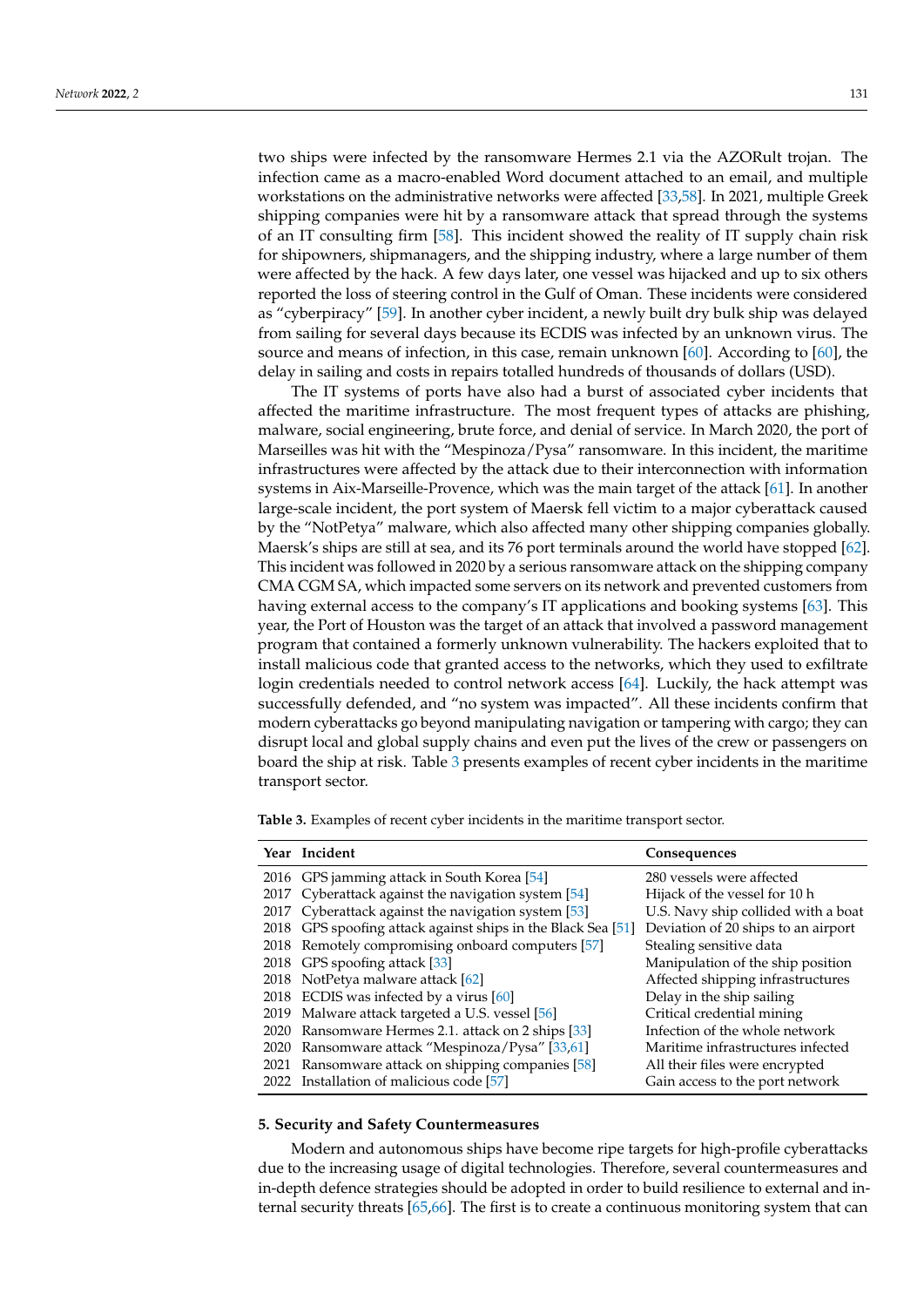two ships were infected by the ransomware Hermes 2.1 via the AZORult trojan. The infection came as a macro-enabled Word document attached to an email, and multiple workstations on the administrative networks were affected [33,58]. In 2021, multiple Greek shipping companies were hit by a ransomware attack that spread through the systems of an IT consulting firm [58]. This incident showed the reality of IT supply chain risk for shipowners, shipmanagers, and the shipping industry, where a large number of them were affected by the hack. A few days later, one vessel was hijacked and up to six others reported the loss of steering control in the Gulf of Oman. These incidents were considered as "cyberpiracy" [59]. In another cyber incident, a newly built dry bulk ship was delayed from sailing for several days because its ECDIS was infected by an unknown virus. The source and means of infection, in this case, remain unknown [60]. According to [60], the delay in sailing and costs in repairs totalled hundreds of thousands of dollars (USD).

The IT systems of ports have also had a burst of associated cyber incidents that affected the maritime infrastructure. The most frequent types of attacks are phishing, malware, social engineering, brute force, and denial of service. In March 2020, the port of Marseilles was hit with the "Mespinoza/Pysa" ransomware. In this incident, the maritime infrastructures were affected by the attack due to their interconnection with information systems in Aix-Marseille-Provence, which was the main target of the attack [61]. In another large-scale incident, the port system of Maersk fell victim to a major cyberattack caused by the "NotPetya" malware, which also affected many other shipping companies globally. Maersk's ships are still at sea, and its 76 port terminals around the world have stopped [62]. This incident was followed in 2020 by a serious ransomware attack on the shipping company CMA CGM SA, which impacted some servers on its network and prevented customers from having external access to the company's IT applications and booking systems [63]. This year, the Port of Houston was the target of an attack that involved a password management program that contained a formerly unknown vulnerability. The hackers exploited that to install malicious code that granted access to the networks, which they used to exfiltrate login credentials needed to control network access [64]. Luckily, the hack attempt was successfully defended, and "no system was impacted". All these incidents confirm that modern cyberattacks go beyond manipulating navigation or tampering with cargo; they can disrupt local and global supply chains and even put the lives of the crew or passengers on board the ship at risk. Table 3 presents examples of recent cyber incidents in the maritime transport sector.

**Table 3.** Examples of recent cyber incidents in the maritime transport sector.

| Year | Incident | Consequences |
|---|---|---|
| 2016 | GPS jamming attack in South Korea [54] | 280 vessels were affected |
| 2017 | Cyberattack against the navigation system [54] | Hijack of the vessel for 10 h |
| 2017 | Cyberattack against the navigation system [53] | U.S. Navy ship collided with a boat |
| 2018 | GPS spoofing attack against ships in the Black Sea [51] | Deviation of 20 ships to an airport |
| 2018 | Remotely compromising onboard computers [57] | Stealing sensitive data |
| 2018 | GPS spoofing attack [33] | Manipulation of the ship position |
| 2018 | NotPetya malware attack [62] | Affected shipping infrastructures |
| 2018 | ECDIS was infected by a virus [60] | Delay in the ship sailing |
| 2019 | Malware attack targeted a U.S. vessel [56] | Critical credential mining |
| 2020 | Ransomware Hermes 2.1. attack on 2 ships [33] | Infection of the whole network |
| 2020 | Ransomware attack "Mespinoza/Pysa" [33,61] | Maritime infrastructures infected |
| 2021 | Ransomware attack on shipping companies [58] | All their files were encrypted |
| 2022 | Installation of malicious code [57] | Gain access to the port network |

## 5. Security and Safety Countermeasures

Modern and autonomous ships have become ripe targets for high-profile cyberattacks due to the increasing usage of digital technologies. Therefore, several countermeasures and in-depth defence strategies should be adopted in order to build resilience to external and internal security threats [65,66]. The first is to create a continuous monitoring system that can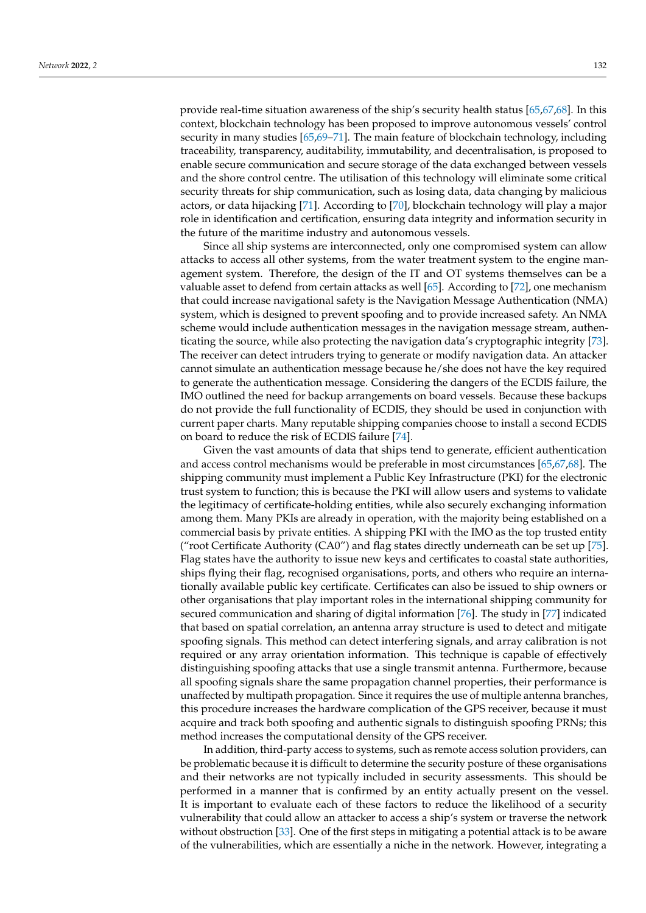provide real-time situation awareness of the ship's security health status [65,67,68]. In this context, blockchain technology has been proposed to improve autonomous vessels' control security in many studies [65,69–71]. The main feature of blockchain technology, including traceability, transparency, auditability, immutability, and decentralisation, is proposed to enable secure communication and secure storage of the data exchanged between vessels and the shore control centre. The utilisation of this technology will eliminate some critical security threats for ship communication, such as losing data, data changing by malicious actors, or data hijacking [71]. According to [70], blockchain technology will play a major role in identification and certification, ensuring data integrity and information security in the future of the maritime industry and autonomous vessels.

Since all ship systems are interconnected, only one compromised system can allow attacks to access all other systems, from the water treatment system to the engine management system. Therefore, the design of the IT and OT systems themselves can be a valuable asset to defend from certain attacks as well [65]. According to [72], one mechanism that could increase navigational safety is the Navigation Message Authentication (NMA) system, which is designed to prevent spoofing and to provide increased safety. An NMA scheme would include authentication messages in the navigation message stream, authenticating the source, while also protecting the navigation data's cryptographic integrity [73]. The receiver can detect intruders trying to generate or modify navigation data. An attacker cannot simulate an authentication message because he/she does not have the key required to generate the authentication message. Considering the dangers of the ECDIS failure, the IMO outlined the need for backup arrangements on board vessels. Because these backups do not provide the full functionality of ECDIS, they should be used in conjunction with current paper charts. Many reputable shipping companies choose to install a second ECDIS on board to reduce the risk of ECDIS failure [74].

Given the vast amounts of data that ships tend to generate, efficient authentication and access control mechanisms would be preferable in most circumstances [65,67,68]. The shipping community must implement a Public Key Infrastructure (PKI) for the electronic trust system to function; this is because the PKI will allow users and systems to validate the legitimacy of certificate-holding entities, while also securely exchanging information among them. Many PKIs are already in operation, with the majority being established on a commercial basis by private entities. A shipping PKI with the IMO as the top trusted entity ("root Certificate Authority (CA0") and flag states directly underneath can be set up [75]. Flag states have the authority to issue new keys and certificates to coastal state authorities, ships flying their flag, recognised organisations, ports, and others who require an internationally available public key certificate. Certificates can also be issued to ship owners or other organisations that play important roles in the international shipping community for secured communication and sharing of digital information [76]. The study in [77] indicated that based on spatial correlation, an antenna array structure is used to detect and mitigate spoofing signals. This method can detect interfering signals, and array calibration is not required or any array orientation information. This technique is capable of effectively distinguishing spoofing attacks that use a single transmit antenna. Furthermore, because all spoofing signals share the same propagation channel properties, their performance is unaffected by multipath propagation. Since it requires the use of multiple antenna branches, this procedure increases the hardware complication of the GPS receiver, because it must acquire and track both spoofing and authentic signals to distinguish spoofing PRNs; this method increases the computational density of the GPS receiver.

In addition, third-party access to systems, such as remote access solution providers, can be problematic because it is difficult to determine the security posture of these organisations and their networks are not typically included in security assessments. This should be performed in a manner that is confirmed by an entity actually present on the vessel. It is important to evaluate each of these factors to reduce the likelihood of a security vulnerability that could allow an attacker to access a ship's system or traverse the network without obstruction [33]. One of the first steps in mitigating a potential attack is to be aware of the vulnerabilities, which are essentially a niche in the network. However, integrating a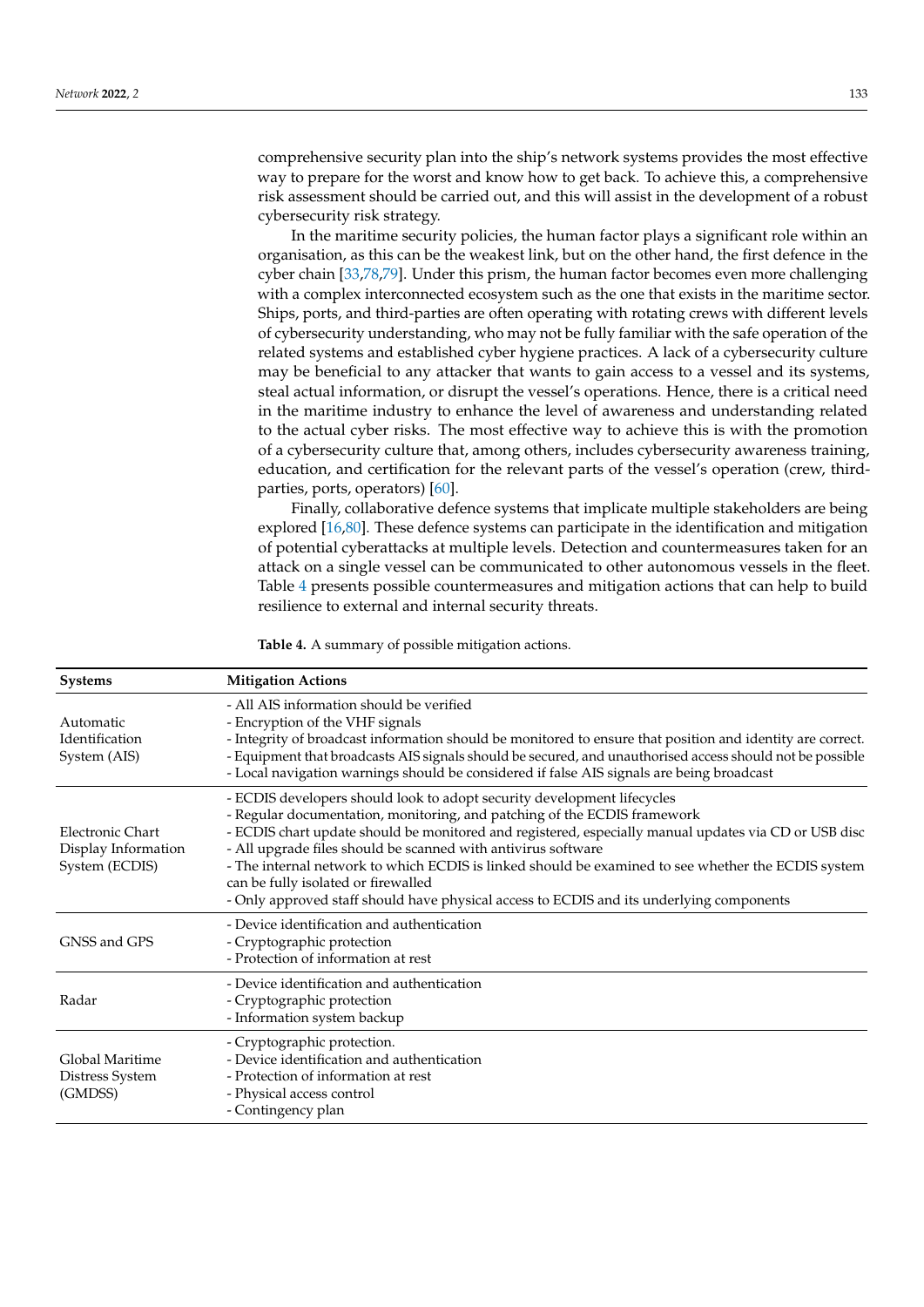comprehensive security plan into the ship's network systems provides the most effective way to prepare for the worst and know how to get back. To achieve this, a comprehensive risk assessment should be carried out, and this will assist in the development of a robust cybersecurity risk strategy.

In the maritime security policies, the human factor plays a significant role within an organisation, as this can be the weakest link, but on the other hand, the first defence in the cyber chain [33,78,79]. Under this prism, the human factor becomes even more challenging with a complex interconnected ecosystem such as the one that exists in the maritime sector. Ships, ports, and third-parties are often operating with rotating crews with different levels of cybersecurity understanding, who may not be fully familiar with the safe operation of the related systems and established cyber hygiene practices. A lack of a cybersecurity culture may be beneficial to any attacker that wants to gain access to a vessel and its systems, steal actual information, or disrupt the vessel's operations. Hence, there is a critical need in the maritime industry to enhance the level of awareness and understanding related to the actual cyber risks. The most effective way to achieve this is with the promotion of a cybersecurity culture that, among others, includes cybersecurity awareness training, education, and certification for the relevant parts of the vessel's operation (crew, third-parties, ports, operators) [60].

Finally, collaborative defence systems that implicate multiple stakeholders are being explored [16,80]. These defence systems can participate in the identification and mitigation of potential cyberattacks at multiple levels. Detection and countermeasures taken for an attack on a single vessel can be communicated to other autonomous vessels in the fleet. Table 4 presents possible countermeasures and mitigation actions that can help to build resilience to external and internal security threats.

**Table 4.** A summary of possible mitigation actions.

| Systems | Mitigation Actions |
|---|---|
| Automatic Identification System (AIS) | - All AIS information should be verified<br>- Encryption of the VHF signals<br>- Integrity of broadcast information should be monitored to ensure that position and identity are correct.<br>- Equipment that broadcasts AIS signals should be secured, and unauthorised access should not be possible<br>- Local navigation warnings should be considered if false AIS signals are being broadcast |
| Electronic Chart Display Information System (ECDIS) | - ECDIS developers should look to adopt security development lifecycles<br>- Regular documentation, monitoring, and patching of the ECDIS framework<br>- ECDIS chart update should be monitored and registered, especially manual updates via CD or USB disc<br>- All upgrade files should be scanned with antivirus software<br>- The internal network to which ECDIS is linked should be examined to see whether the ECDIS system can be fully isolated or firewalled<br>- Only approved staff should have physical access to ECDIS and its underlying components |
| GNSS and GPS | - Device identification and authentication<br>- Cryptographic protection<br>- Protection of information at rest |
| Radar | - Device identification and authentication<br>- Cryptographic protection<br>- Information system backup |
| Global Maritime Distress System (GMDSS) | - Cryptographic protection.<br>- Device identification and authentication<br>- Protection of information at rest<br>- Physical access control<br>- Contingency plan |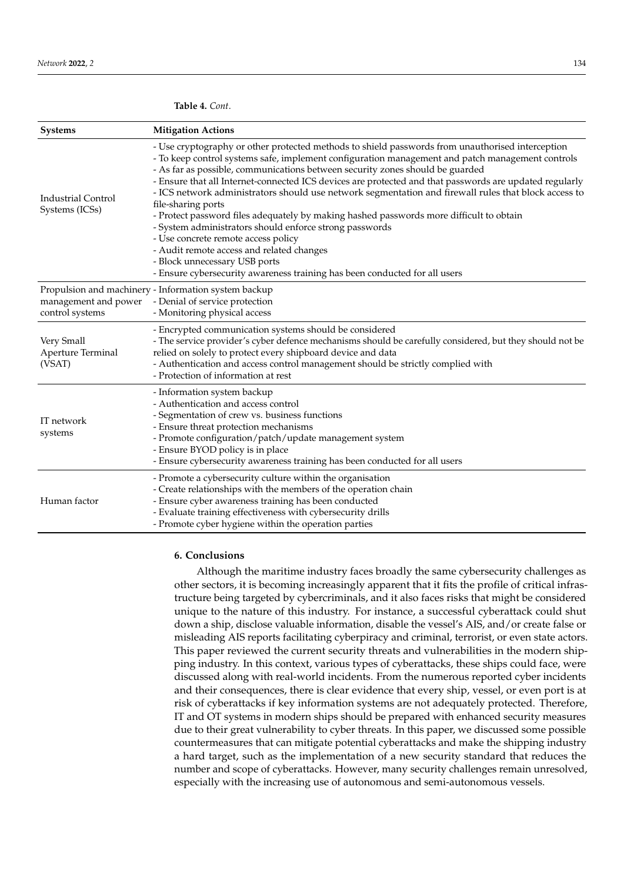**Table 4.** *Cont.*

| Systems | Mitigation Actions |
|---|---|
| Industrial Control Systems (ICSs) | - Use cryptography or other protected methods to shield passwords from unauthorised interception<br>- To keep control systems safe, implement configuration management and patch management controls<br>- As far as possible, communications between security zones should be guarded<br>- Ensure that all Internet-connected ICS devices are protected and that passwords are updated regularly<br>- ICS network administrators should use network segmentation and firewall rules that block access to file-sharing ports<br>- Protect password files adequately by making hashed passwords more difficult to obtain<br>- System administrators should enforce strong passwords<br>- Use concrete remote access policy<br>- Audit remote access and related changes<br>- Block unnecessary USB ports<br>- Ensure cybersecurity awareness training has been conducted for all users |
| Propulsion and machinery management and power control systems | - Information system backup<br>- Denial of service protection<br>- Monitoring physical access |
| Very Small Aperture Terminal (VSAT) | - Encrypted communication systems should be considered<br>- The service provider's cyber defence mechanisms should be carefully considered, but they should not be relied on solely to protect every shipboard device and data<br>- Authentication and access control management should be strictly complied with<br>- Protection of information at rest |
| IT network systems | - Information system backup<br>- Authentication and access control<br>- Segmentation of crew vs. business functions<br>- Ensure threat protection mechanisms<br>- Promote configuration/patch/update management system<br>- Ensure BYOD policy is in place<br>- Ensure cybersecurity awareness training has been conducted for all users |
| Human factor | - Promote a cybersecurity culture within the organisation<br>- Create relationships with the members of the operation chain<br>- Ensure cyber awareness training has been conducted<br>- Evaluate training effectiveness with cybersecurity drills<br>- Promote cyber hygiene within the operation parties |

## 6. Conclusions

Although the maritime industry faces broadly the same cybersecurity challenges as other sectors, it is becoming increasingly apparent that it fits the profile of critical infrastructure being targeted by cybercriminals, and it also faces risks that might be considered unique to the nature of this industry. For instance, a successful cyberattack could shut down a ship, disclose valuable information, disable the vessel's AIS, and/or create false or misleading AIS reports facilitating cyberpiracy and criminal, terrorist, or even state actors. This paper reviewed the current security threats and vulnerabilities in the modern shipping industry. In this context, various types of cyberattacks, these ships could face, were discussed along with real-world incidents. From the numerous reported cyber incidents and their consequences, there is clear evidence that every ship, vessel, or even port is at risk of cyberattacks if key information systems are not adequately protected. Therefore, IT and OT systems in modern ships should be prepared with enhanced security measures due to their great vulnerability to cyber threats. In this paper, we discussed some possible countermeasures that can mitigate potential cyberattacks and make the shipping industry a hard target, such as the implementation of a new security standard that reduces the number and scope of cyberattacks. However, many security challenges remain unresolved, especially with the increasing use of autonomous and semi-autonomous vessels.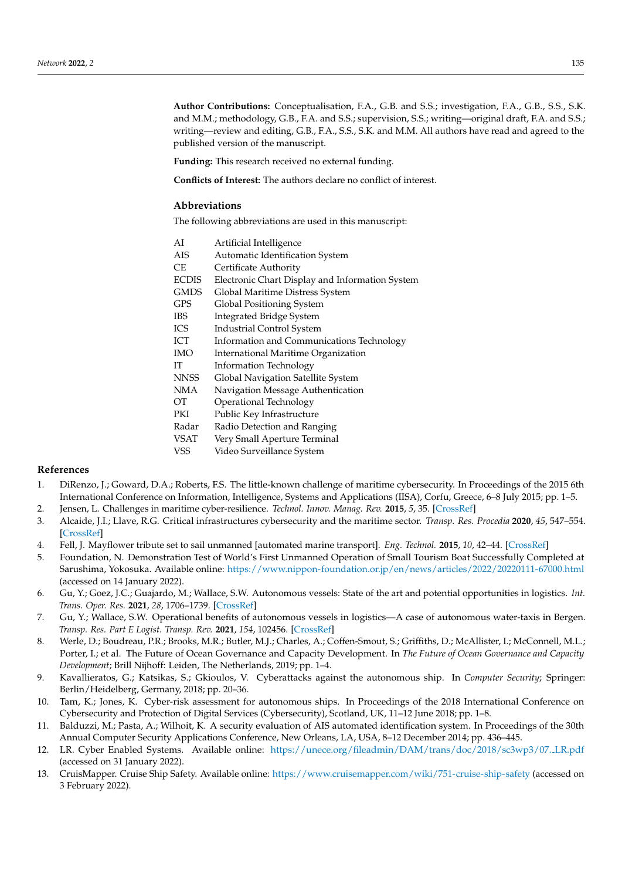**Author Contributions:** Conceptualisation, F.A., G.B. and S.S.; investigation, F.A., G.B., S.S., S.K. and M.M.; methodology, G.B., F.A. and S.S.; supervision, S.S.; writing—original draft, F.A. and S.S.; writing—review and editing, G.B., F.A., S.S., S.K. and M.M. All authors have read and agreed to the published version of the manuscript.

**Funding:** This research received no external funding.

**Conflicts of Interest:** The authors declare no conflict of interest.

## Abbreviations

The following abbreviations are used in this manuscript:

| | |
|---|---|
| AI | Artificial Intelligence |
| AIS | Automatic Identification System |
| CE | Certificate Authority |
| ECDIS | Electronic Chart Display and Information System |
| GMDS | Global Maritime Distress System |
| GPS | Global Positioning System |
| IBS | Integrated Bridge System |
| ICS | Industrial Control System |
| ICT | Information and Communications Technology |
| IMO | International Maritime Organization |
| IT | Information Technology |
| NNSS | Global Navigation Satellite System |
| NMA | Navigation Message Authentication |
| OT | Operational Technology |
| PKI | Public Key Infrastructure |
| Radar | Radio Detection and Ranging |
| VSAT | Very Small Aperture Terminal |
| VSS | Video Surveillance System |

## References

1. DiRenzo, J.; Goward, D.A.; Roberts, F.S. The little-known challenge of maritime cybersecurity. In Proceedings of the 2015 6th International Conference on Information, Intelligence, Systems and Applications (IISA), Corfu, Greece, 6–8 July 2015; pp. 1–5.
2. Jensen, L. Challenges in maritime cyber-resilience. *Technol. Innov. Manag. Rev.* **2015**, *5*, 35. [CrossRef]
3. Alcaide, J.I.; Llave, R.G. Critical infrastructures cybersecurity and the maritime sector. *Transp. Res. Procedia* **2020**, *45*, 547–554. [CrossRef]
4. Fell, J. Mayflower tribute set to sail unmanned [automated marine transport]. *Eng. Technol.* **2015**, *10*, 42–44. [CrossRef]
5. Foundation, N. Demonstration Test of World's First Unmanned Operation of Small Tourism Boat Successfully Completed at Sarushima, Yokosuka. Available online: https://www.nippon-foundation.or.jp/en/news/articles/2022/20220111-67000.html (accessed on 14 January 2022).
6. Gu, Y.; Goez, J.C.; Guajardo, M.; Wallace, S.W. Autonomous vessels: State of the art and potential opportunities in logistics. *Int. Trans. Oper. Res.* **2021**, *28*, 1706–1739. [CrossRef]
7. Gu, Y.; Wallace, S.W. Operational benefits of autonomous vessels in logistics—A case of autonomous water-taxis in Bergen. *Transp. Res. Part E Logist. Transp. Rev.* **2021**, *154*, 102456. [CrossRef]
8. Werle, D.; Boudreau, P.R.; Brooks, M.R.; Butler, M.J.; Charles, A.; Coffen-Smout, S.; Griffiths, D.; McAllister, I.; McConnell, M.L.; Porter, I.; et al. The Future of Ocean Governance and Capacity Development. In *The Future of Ocean Governance and Capacity Development*; Brill Nijhoff: Leiden, The Netherlands, 2019; pp. 1–4.
9. Kavallieratos, G.; Katsikas, S.; Gkioulos, V. Cyberattacks against the autonomous ship. In *Computer Security*; Springer: Berlin/Heidelberg, Germany, 2018; pp. 20–36.
10. Tam, K.; Jones, K. Cyber-risk assessment for autonomous ships. In Proceedings of the 2018 International Conference on Cybersecurity and Protection of Digital Services (Cybersecurity), Scotland, UK, 11–12 June 2018; pp. 1–8.
11. Balduzzi, M.; Pasta, A.; Wilhoit, K. A security evaluation of AIS automated identification system. In Proceedings of the 30th Annual Computer Security Applications Conference, New Orleans, LA, USA, 8–12 December 2014; pp. 436–445.
12. LR. Cyber Enabled Systems. Available online: https://unece.org/fileadmin/DAM/trans/doc/2018/sc3wp3/07._LR.pdf (accessed on 31 January 2022).
13. CruisMapper. Cruise Ship Safety. Available online: https://www.cruisemapper.com/wiki/751-cruise-ship-safety (accessed on 3 February 2022).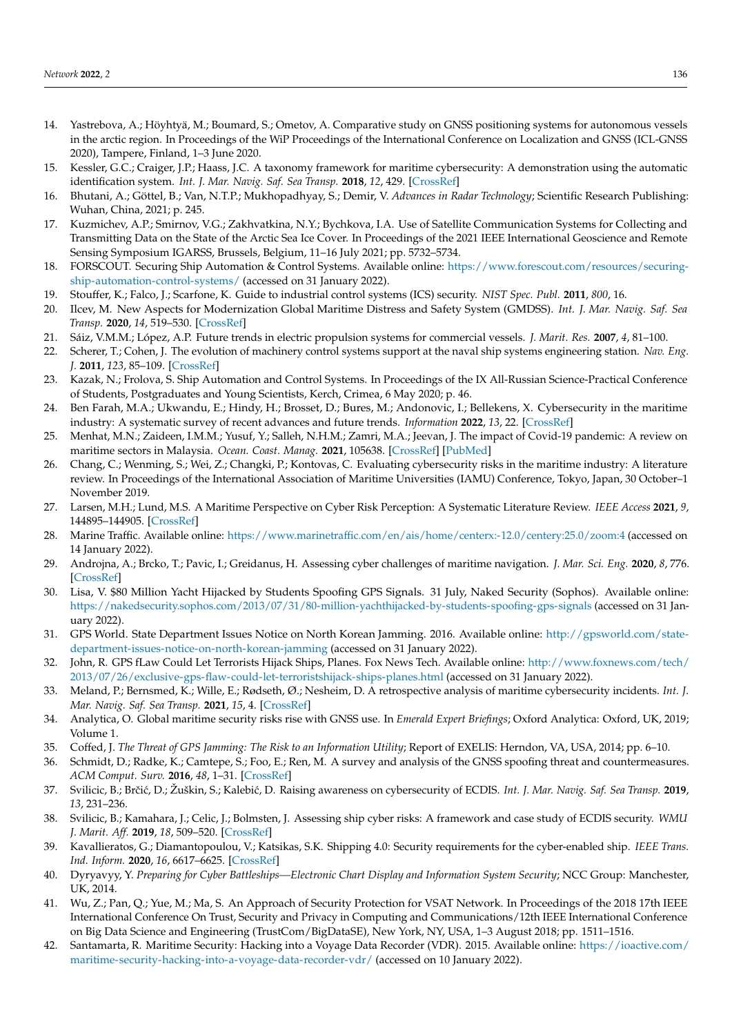14. Yastrebova, A.; Höyhtyä, M.; Boumard, S.; Ometov, A. Comparative study on GNSS positioning systems for autonomous vessels in the arctic region. In Proceedings of the WiP Proceedings of the International Conference on Localization and GNSS (ICL-GNSS 2020), Tampere, Finland, 1–3 June 2020.
15. Kessler, G.C.; Craiger, J.P.; Haass, J.C. A taxonomy framework for maritime cybersecurity: A demonstration using the automatic identification system. *Int. J. Mar. Navig. Saf. Sea Transp.* **2018**, *12*, 429. [CrossRef]
16. Bhutani, A.; Göttel, B.; Van, N.T.P.; Mukhopadhyay, S.; Demir, V. *Advances in Radar Technology*; Scientific Research Publishing: Wuhan, China, 2021; p. 245.
17. Kuzmichev, A.P.; Smirnov, V.G.; Zakhvatkina, N.Y.; Bychkova, I.A. Use of Satellite Communication Systems for Collecting and Transmitting Data on the State of the Arctic Sea Ice Cover. In Proceedings of the 2021 IEEE International Geoscience and Remote Sensing Symposium IGARSS, Brussels, Belgium, 11–16 July 2021; pp. 5732–5734.
18. FORSCOUT. Securing Ship Automation & Control Systems. Available online: https://www.forescout.com/resources/securing-ship-automation-control-systems/ (accessed on 31 January 2022).
19. Stouffer, K.; Falco, J.; Scarfone, K. Guide to industrial control systems (ICS) security. *NIST Spec. Publ.* **2011**, *800*, 16.
20. Ilcev, M. New Aspects for Modernization Global Maritime Distress and Safety System (GMDSS). *Int. J. Mar. Navig. Saf. Sea Transp.* **2020**, *14*, 519–530. [CrossRef]
21. Sáiz, V.M.M.; López, A.P. Future trends in electric propulsion systems for commercial vessels. *J. Marit. Res.* **2007**, *4*, 81–100.
22. Scherer, T.; Cohen, J. The evolution of machinery control systems support at the naval ship systems engineering station. *Nav. Eng. J.* **2011**, *123*, 85–109. [CrossRef]
23. Kazak, N.; Frolova, S. Ship Automation and Control Systems. In Proceedings of the IX All-Russian Science-Practical Conference of Students, Postgraduates and Young Scientists, Kerch, Crimea, 6 May 2020; p. 46.
24. Ben Farah, M.A.; Ukwandu, E.; Hindy, H.; Brosset, D.; Bures, M.; Andonovic, I.; Bellekens, X. Cybersecurity in the maritime industry: A systematic survey of recent advances and future trends. *Information* **2022**, *13*, 22. [CrossRef]
25. Menhat, M.N.; Zaideen, I.M.M.; Yusuf, Y.; Salleh, N.H.M.; Zamri, M.A.; Jeevan, J. The impact of Covid-19 pandemic: A review on maritime sectors in Malaysia. *Ocean. Coast. Manag.* **2021**, 105638. [CrossRef] [PubMed]
26. Chang, C.; Wenming, S.; Wei, Z.; Changki, P.; Kontovas, C. Evaluating cybersecurity risks in the maritime industry: A literature review. In Proceedings of the International Association of Maritime Universities (IAMU) Conference, Tokyo, Japan, 30 October–1 November 2019.
27. Larsen, M.H.; Lund, M.S. A Maritime Perspective on Cyber Risk Perception: A Systematic Literature Review. *IEEE Access* **2021**, *9*, 144895–144905. [CrossRef]
28. Marine Traffic. Available online: https://www.marinetraffic.com/en/ais/home/centerx:-12.0/centery:25.0/zoom:4 (accessed on 14 January 2022).
29. Androjna, A.; Brcko, T.; Pavic, I.; Greidanus, H. Assessing cyber challenges of maritime navigation. *J. Mar. Sci. Eng.* **2020**, *8*, 776. [CrossRef]
30. Lisa, V. $80 Million Yacht Hijacked by Students Spoofing GPS Signals. 31 July, Naked Security (Sophos). Available online: https://nakedsecurity.sophos.com/2013/07/31/80-million-yachthijacked-by-students-spoofing-gps-signals (accessed on 31 January 2022).
31. GPS World. State Department Issues Notice on North Korean Jamming. 2016. Available online: http://gpsworld.com/state-department-issues-notice-on-north-korean-jamming (accessed on 31 January 2022).
32. John, R. GPS fLaw Could Let Terrorists Hijack Ships, Planes. Fox News Tech. Available online: http://www.foxnews.com/tech/2013/07/26/exclusive-gps-flaw-could-let-terroristshijack-ships-planes.html (accessed on 31 January 2022).
33. Meland, P.; Bernsmed, K.; Wille, E.; Rødseth, Ø.; Nesheim, D. A retrospective analysis of maritime cybersecurity incidents. *Int. J. Mar. Navig. Saf. Sea Transp.* **2021**, *15*, 4. [CrossRef]
34. Analytica, O. Global maritime security risks rise with GNSS use. In *Emerald Expert Briefings*; Oxford Analytica: Oxford, UK, 2019; Volume 1.
35. Coffed, J. *The Threat of GPS Jamming: The Risk to an Information Utility*; Report of EXELIS: Herndon, VA, USA, 2014; pp. 6–10.
36. Schmidt, D.; Radke, K.; Camtepe, S.; Foo, E.; Ren, M. A survey and analysis of the GNSS spoofing threat and countermeasures. *ACM Comput. Surv.* **2016**, *48*, 1–31. [CrossRef]
37. Svilicic, B.; Brčić, D.; Žuškin, S.; Kalebić, D. Raising awareness on cybersecurity of ECDIS. *Int. J. Mar. Navig. Saf. Sea Transp.* **2019**, *13*, 231–236.
38. Svilicic, B.; Kamahara, J.; Celic, J.; Bolmsten, J. Assessing ship cyber risks: A framework and case study of ECDIS security. *WMU J. Marit. Aff.* **2019**, *18*, 509–520. [CrossRef]
39. Kavallieratos, G.; Diamantopoulou, V.; Katsikas, S.K. Shipping 4.0: Security requirements for the cyber-enabled ship. *IEEE Trans. Ind. Inform.* **2020**, *16*, 6617–6625. [CrossRef]
40. Dyryavyy, Y. *Preparing for Cyber Battleships—Electronic Chart Display and Information System Security*; NCC Group: Manchester, UK, 2014.
41. Wu, Z.; Pan, Q.; Yue, M.; Ma, S. An Approach of Security Protection for VSAT Network. In Proceedings of the 2018 17th IEEE International Conference On Trust, Security and Privacy in Computing and Communications/12th IEEE International Conference on Big Data Science and Engineering (TrustCom/BigDataSE), New York, NY, USA, 1–3 August 2018; pp. 1511–1516.
42. Santamarta, R. Maritime Security: Hacking into a Voyage Data Recorder (VDR). 2015. Available online: https://ioactive.com/maritime-security-hacking-into-a-voyage-data-recorder-vdr/ (accessed on 10 January 2022).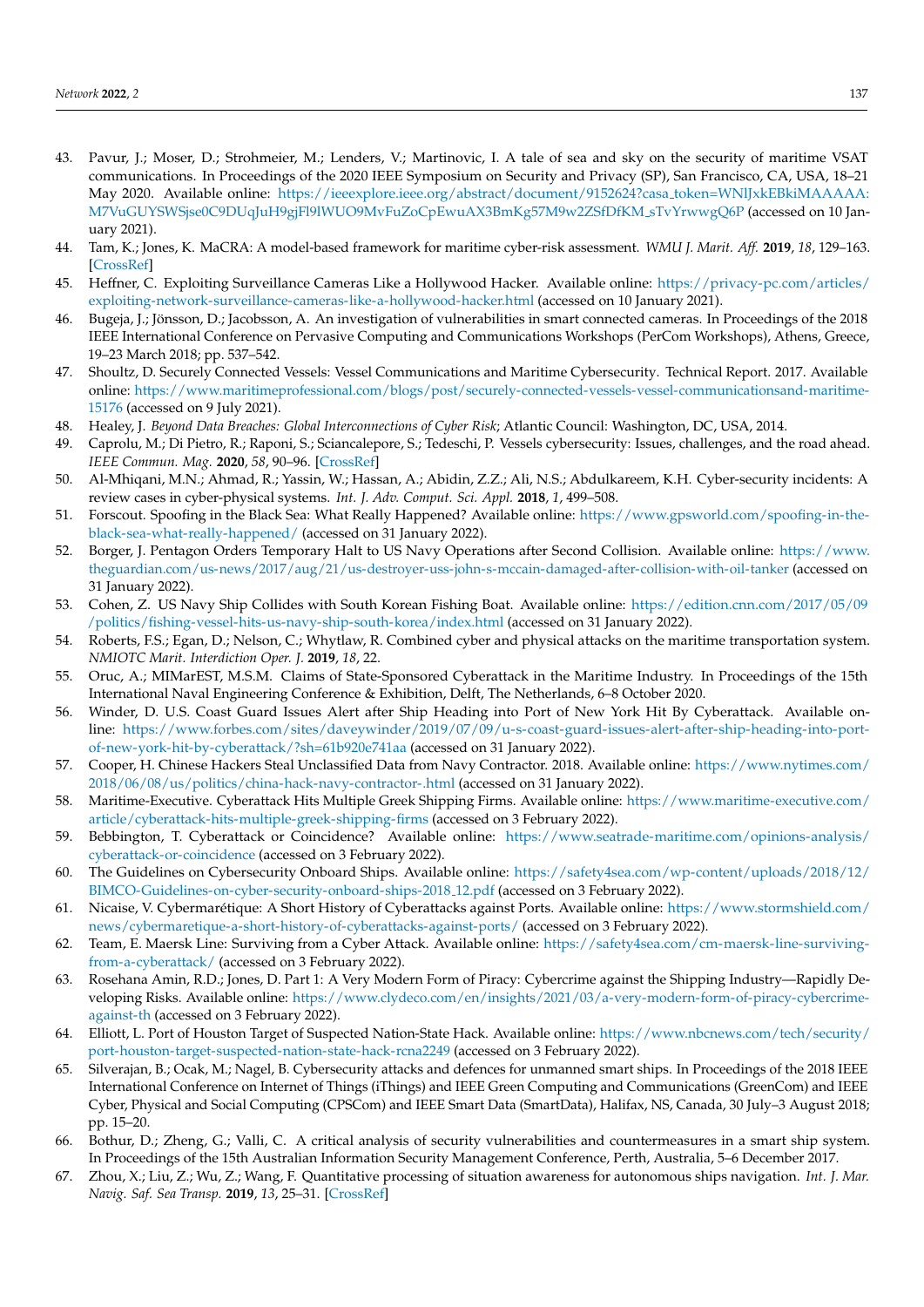43. Pavur, J.; Moser, D.; Strohmeier, M.; Lenders, V.; Martinovic, I. A tale of sea and sky on the security of maritime VSAT communications. In Proceedings of the 2020 IEEE Symposium on Security and Privacy (SP), San Francisco, CA, USA, 18–21 May 2020. Available online: https://ieeexplore.ieee.org/abstract/document/9152624?casa_token=WNlJxkEBkiMAAAAA:M7VuGUYSWSjse0C9DUqJuH9gjFl9lWUO9MvFuZoCpEwuAX3BmKg57M9w2ZSfDfKM_sTvYrwwgQ6P (accessed on 10 January 2021).
44. Tam, K.; Jones, K. MaCRA: A model-based framework for maritime cyber-risk assessment. *WMU J. Marit. Aff.* **2019**, *18*, 129–163. [CrossRef]
45. Heffner, C. Exploiting Surveillance Cameras Like a Hollywood Hacker. Available online: https://privacy-pc.com/articles/exploiting-network-surveillance-cameras-like-a-hollywood-hacker.html (accessed on 10 January 2021).
46. Bugeja, J.; Jönsson, D.; Jacobsson, A. An investigation of vulnerabilities in smart connected cameras. In Proceedings of the 2018 IEEE International Conference on Pervasive Computing and Communications Workshops (PerCom Workshops), Athens, Greece, 19–23 March 2018; pp. 537–542.
47. Shoultz, D. Securely Connected Vessels: Vessel Communications and Maritime Cybersecurity. Technical Report. 2017. Available online: https://www.maritimeprofessional.com/blogs/post/securely-connected-vessels-vessel-communicationsand-maritime-15176 (accessed on 9 July 2021).
48. Healey, J. *Beyond Data Breaches: Global Interconnections of Cyber Risk*; Atlantic Council: Washington, DC, USA, 2014.
49. Caprolu, M.; Di Pietro, R.; Raponi, S.; Sciancalepore, S.; Tedeschi, P. Vessels cybersecurity: Issues, challenges, and the road ahead. *IEEE Commun. Mag.* **2020**, *58*, 90–96. [CrossRef]
50. Al-Mhiqani, M.N.; Ahmad, R.; Yassin, W.; Hassan, A.; Abidin, Z.Z.; Ali, N.S.; Abdulkareem, K.H. Cyber-security incidents: A review cases in cyber-physical systems. *Int. J. Adv. Comput. Sci. Appl.* **2018**, *1*, 499–508.
51. Forscout. Spoofing in the Black Sea: What Really Happened? Available online: https://www.gpsworld.com/spoofing-in-the-black-sea-what-really-happened/ (accessed on 31 January 2022).
52. Borger, J. Pentagon Orders Temporary Halt to US Navy Operations after Second Collision. Available online: https://www.theguardian.com/us-news/2017/aug/21/us-destroyer-uss-john-s-mccain-damaged-after-collision-with-oil-tanker (accessed on 31 January 2022).
53. Cohen, Z. US Navy Ship Collides with South Korean Fishing Boat. Available online: https://edition.cnn.com/2017/05/09/politics/fishing-vessel-hits-us-navy-ship-south-korea/index.html (accessed on 31 January 2022).
54. Roberts, F.S.; Egan, D.; Nelson, C.; Whytlaw, R. Combined cyber and physical attacks on the maritime transportation system. *NMIOTC Marit. Interdiction Oper. J.* **2019**, *18*, 22.
55. Oruc, A.; MIMarEST, M.S.M. Claims of State-Sponsored Cyberattack in the Maritime Industry. In Proceedings of the 15th International Naval Engineering Conference & Exhibition, Delft, The Netherlands, 6–8 October 2020.
56. Winder, D. U.S. Coast Guard Issues Alert after Ship Heading into Port of New York Hit By Cyberattack. Available online: https://www.forbes.com/sites/daveywinder/2019/07/09/u-s-coast-guard-issues-alert-after-ship-heading-into-port-of-new-york-hit-by-cyberattack/?sh=61b920e741aa (accessed on 31 January 2022).
57. Cooper, H. Chinese Hackers Steal Unclassified Data from Navy Contractor. 2018. Available online: https://www.nytimes.com/2018/06/08/us/politics/china-hack-navy-contractor-.html (accessed on 31 January 2022).
58. Maritime-Executive. Cyberattack Hits Multiple Greek Shipping Firms. Available online: https://www.maritime-executive.com/article/cyberattack-hits-multiple-greek-shipping-firms (accessed on 3 February 2022).
59. Bebbington, T. Cyberattack or Coincidence? Available online: https://www.seatrade-maritime.com/opinions-analysis/cyberattack-or-coincidence (accessed on 3 February 2022).
60. The Guidelines on Cybersecurity Onboard Ships. Available online: https://safety4sea.com/wp-content/uploads/2018/12/BIMCO-Guidelines-on-cyber-security-onboard-ships-2018_12.pdf (accessed on 3 February 2022).
61. Nicaise, V. Cybermarétique: A Short History of Cyberattacks against Ports. Available online: https://www.stormshield.com/news/cybermaretique-a-short-history-of-cyberattacks-against-ports/ (accessed on 3 February 2022).
62. Team, E. Maersk Line: Surviving from a Cyber Attack. Available online: https://safety4sea.com/cm-maersk-line-surviving-from-a-cyberattack/ (accessed on 3 February 2022).
63. Rosehana Amin, R.D.; Jones, D. Part 1: A Very Modern Form of Piracy: Cybercrime against the Shipping Industry—Rapidly Developing Risks. Available online: https://www.clydeco.com/en/insights/2021/03/a-very-modern-form-of-piracy-cybercrime-against-th (accessed on 3 February 2022).
64. Elliott, L. Port of Houston Target of Suspected Nation-State Hack. Available online: https://www.nbcnews.com/tech/security/port-houston-target-suspected-nation-state-hack-rcna2249 (accessed on 3 February 2022).
65. Silverajan, B.; Ocak, M.; Nagel, B. Cybersecurity attacks and defences for unmanned smart ships. In Proceedings of the 2018 IEEE International Conference on Internet of Things (iThings) and IEEE Green Computing and Communications (GreenCom) and IEEE Cyber, Physical and Social Computing (CPSCom) and IEEE Smart Data (SmartData), Halifax, NS, Canada, 30 July–3 August 2018; pp. 15–20.
66. Bothur, D.; Zheng, G.; Valli, C. A critical analysis of security vulnerabilities and countermeasures in a smart ship system. In Proceedings of the 15th Australian Information Security Management Conference, Perth, Australia, 5–6 December 2017.
67. Zhou, X.; Liu, Z.; Wu, Z.; Wang, F. Quantitative processing of situation awareness for autonomous ships navigation. *Int. J. Mar. Navig. Saf. Sea Transp.* **2019**, *13*, 25–31. [CrossRef]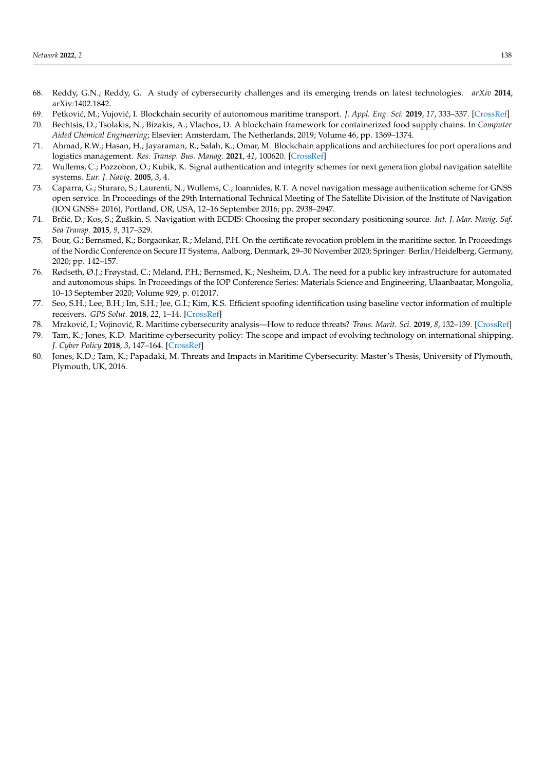68. Reddy, G.N.; Reddy, G. A study of cybersecurity challenges and its emerging trends on latest technologies. *arXiv* **2014**, arXiv:1402.1842.
69. Petković, M.; Vujović, I. Blockchain security of autonomous maritime transport. *J. Appl. Eng. Sci.* **2019**, *17*, 333–337. [CrossRef]
70. Bechtsis, D.; Tsolakis, N.; Bizakis, A.; Vlachos, D. A blockchain framework for containerized food supply chains. In *Computer Aided Chemical Engineering*; Elsevier: Amsterdam, The Netherlands, 2019; Volume 46, pp. 1369–1374.
71. Ahmad, R.W.; Hasan, H.; Jayaraman, R.; Salah, K.; Omar, M. Blockchain applications and architectures for port operations and logistics management. *Res. Transp. Bus. Manag.* **2021**, *41*, 100620. [CrossRef]
72. Wullems, C.; Pozzobon, O.; Kubik, K. Signal authentication and integrity schemes for next generation global navigation satellite systems. *Eur. J. Navig.* **2005**, *3*, 4.
73. Caparra, G.; Sturaro, S.; Laurenti, N.; Wullems, C.; Ioannides, R.T. A novel navigation message authentication scheme for GNSS open service. In Proceedings of the 29th International Technical Meeting of The Satellite Division of the Institute of Navigation (ION GNSS+ 2016), Portland, OR, USA, 12–16 September 2016; pp. 2938–2947.
74. Brčić, D.; Kos, S.; Žuškin, S. Navigation with ECDIS: Choosing the proper secondary positioning source. *Int. J. Mar. Navig. Saf. Sea Transp.* **2015**, *9*, 317–329.
75. Bour, G.; Bernsmed, K.; Borgaonkar, R.; Meland, P.H. On the certificate revocation problem in the maritime sector. In Proceedings of the Nordic Conference on Secure IT Systems, Aalborg, Denmark, 29–30 November 2020; Springer: Berlin/Heidelberg, Germany, 2020; pp. 142–157.
76. Rødseth, Ø.J.; Frøystad, C.; Meland, P.H.; Bernsmed, K.; Nesheim, D.A. The need for a public key infrastructure for automated and autonomous ships. In Proceedings of the IOP Conference Series: Materials Science and Engineering, Ulaanbaatar, Mongolia, 10–13 September 2020; Volume 929, p. 012017.
77. Seo, S.H.; Lee, B.H.; Im, S.H.; Jee, G.I.; Kim, K.S. Efficient spoofing identification using baseline vector information of multiple receivers. *GPS Solut.* **2018**, *22*, 1–14. [CrossRef]
78. Mraković, I.; Vojinović, R. Maritime cybersecurity analysis—How to reduce threats? *Trans. Marit. Sci.* **2019**, *8*, 132–139. [CrossRef]
79. Tam, K.; Jones, K.D. Maritime cybersecurity policy: The scope and impact of evolving technology on international shipping. *J. Cyber Policy* **2018**, *3*, 147–164. [CrossRef]
80. Jones, K.D.; Tam, K.; Papadaki, M. Threats and Impacts in Maritime Cybersecurity. Master's Thesis, University of Plymouth, Plymouth, UK, 2016.